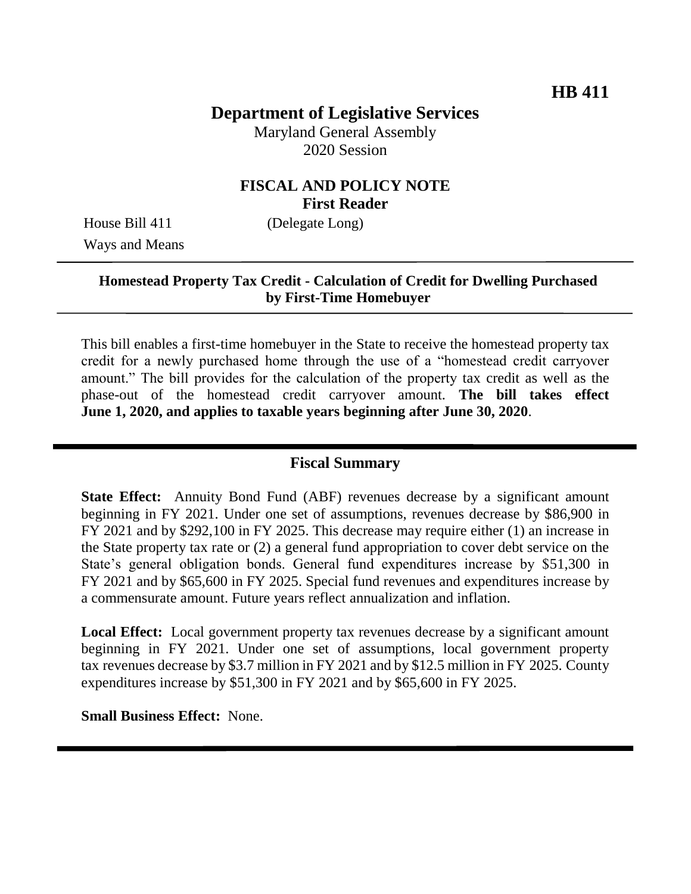**HB 411**

# Department of Legislative Services

Maryland General Assembly
2020 Session

## FISCAL AND POLICY NOTE
**First Reader**

House Bill 411 (Delegate Long)
Ways and Means

**Homestead Property Tax Credit - Calculation of Credit for Dwelling Purchased by First-Time Homebuyer**

This bill enables a first-time homebuyer in the State to receive the homestead property tax credit for a newly purchased home through the use of a "homestead credit carryover amount." The bill provides for the calculation of the property tax credit as well as the phase-out of the homestead credit carryover amount. **The bill takes effect June 1, 2020, and applies to taxable years beginning after June 30, 2020**.

## Fiscal Summary

**State Effect:** Annuity Bond Fund (ABF) revenues decrease by a significant amount beginning in FY 2021. Under one set of assumptions, revenues decrease by $86,900 in FY 2021 and by $292,100 in FY 2025. This decrease may require either (1) an increase in the State property tax rate or (2) a general fund appropriation to cover debt service on the State's general obligation bonds. General fund expenditures increase by $51,300 in FY 2021 and by $65,600 in FY 2025. Special fund revenues and expenditures increase by a commensurate amount. Future years reflect annualization and inflation.

**Local Effect:** Local government property tax revenues decrease by a significant amount beginning in FY 2021. Under one set of assumptions, local government property tax revenues decrease by $3.7 million in FY 2021 and by $12.5 million in FY 2025. County expenditures increase by $51,300 in FY 2021 and by $65,600 in FY 2025.

**Small Business Effect:** None.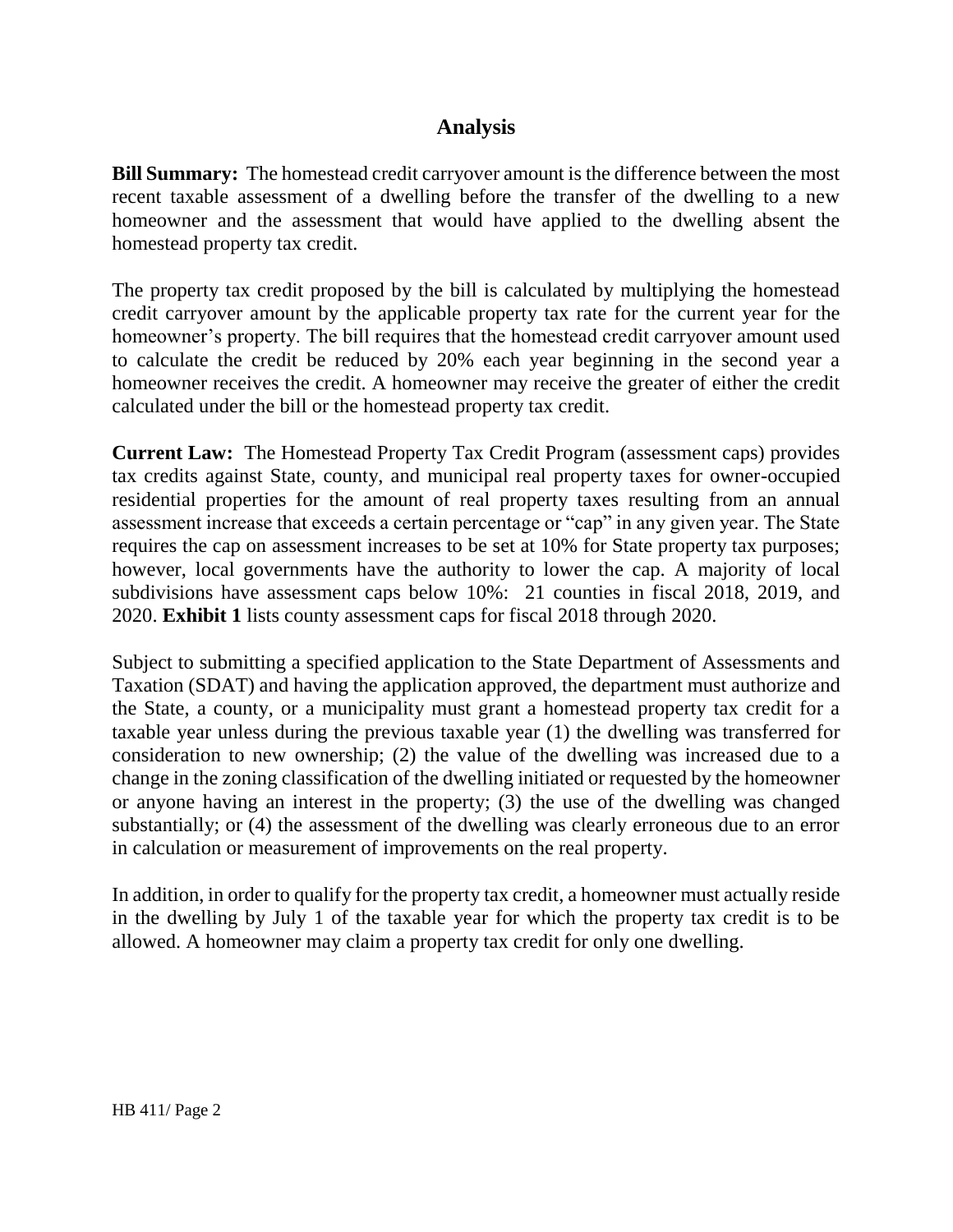## Analysis

**Bill Summary:** The homestead credit carryover amount is the difference between the most recent taxable assessment of a dwelling before the transfer of the dwelling to a new homeowner and the assessment that would have applied to the dwelling absent the homestead property tax credit.

The property tax credit proposed by the bill is calculated by multiplying the homestead credit carryover amount by the applicable property tax rate for the current year for the homeowner's property. The bill requires that the homestead credit carryover amount used to calculate the credit be reduced by 20% each year beginning in the second year a homeowner receives the credit. A homeowner may receive the greater of either the credit calculated under the bill or the homestead property tax credit.

**Current Law:** The Homestead Property Tax Credit Program (assessment caps) provides tax credits against State, county, and municipal real property taxes for owner-occupied residential properties for the amount of real property taxes resulting from an annual assessment increase that exceeds a certain percentage or "cap" in any given year. The State requires the cap on assessment increases to be set at 10% for State property tax purposes; however, local governments have the authority to lower the cap. A majority of local subdivisions have assessment caps below 10%: 21 counties in fiscal 2018, 2019, and 2020. **Exhibit 1** lists county assessment caps for fiscal 2018 through 2020.

Subject to submitting a specified application to the State Department of Assessments and Taxation (SDAT) and having the application approved, the department must authorize and the State, a county, or a municipality must grant a homestead property tax credit for a taxable year unless during the previous taxable year (1) the dwelling was transferred for consideration to new ownership; (2) the value of the dwelling was increased due to a change in the zoning classification of the dwelling initiated or requested by the homeowner or anyone having an interest in the property; (3) the use of the dwelling was changed substantially; or (4) the assessment of the dwelling was clearly erroneous due to an error in calculation or measurement of improvements on the real property.

In addition, in order to qualify for the property tax credit, a homeowner must actually reside in the dwelling by July 1 of the taxable year for which the property tax credit is to be allowed. A homeowner may claim a property tax credit for only one dwelling.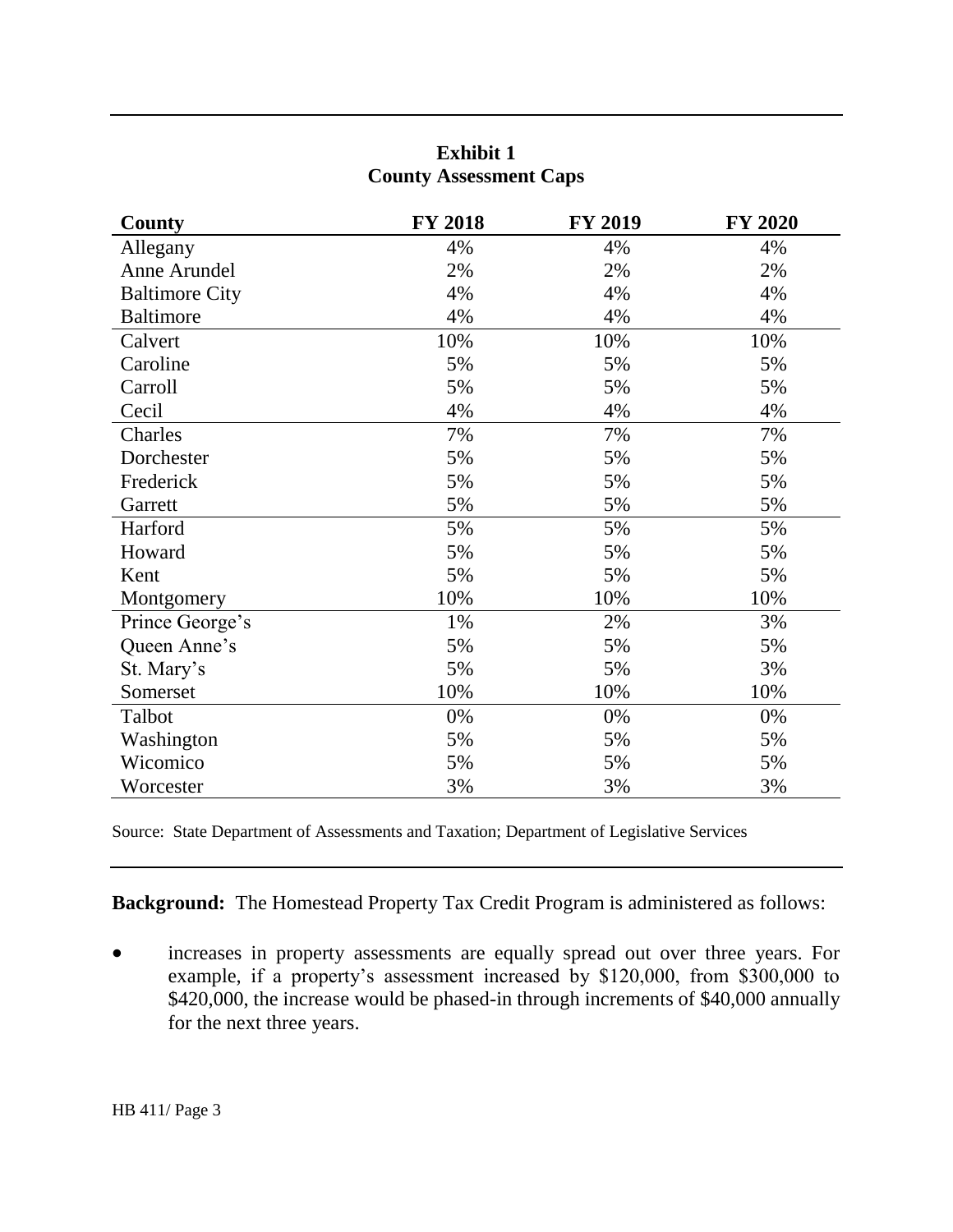**Exhibit 1**
**County Assessment Caps**

| County | FY 2018 | FY 2019 | FY 2020 |
|---|---|---|---|
| Allegany | 4% | 4% | 4% |
| Anne Arundel | 2% | 2% | 2% |
| Baltimore City | 4% | 4% | 4% |
| Baltimore | 4% | 4% | 4% |
| Calvert | 10% | 10% | 10% |
| Caroline | 5% | 5% | 5% |
| Carroll | 5% | 5% | 5% |
| Cecil | 4% | 4% | 4% |
| Charles | 7% | 7% | 7% |
| Dorchester | 5% | 5% | 5% |
| Frederick | 5% | 5% | 5% |
| Garrett | 5% | 5% | 5% |
| Harford | 5% | 5% | 5% |
| Howard | 5% | 5% | 5% |
| Kent | 5% | 5% | 5% |
| Montgomery | 10% | 10% | 10% |
| Prince George's | 1% | 2% | 3% |
| Queen Anne's | 5% | 5% | 5% |
| St. Mary's | 5% | 5% | 3% |
| Somerset | 10% | 10% | 10% |
| Talbot | 0% | 0% | 0% |
| Washington | 5% | 5% | 5% |
| Wicomico | 5% | 5% | 5% |
| Worcester | 3% | 3% | 3% |

Source: State Department of Assessments and Taxation; Department of Legislative Services

**Background:** The Homestead Property Tax Credit Program is administered as follows:

- increases in property assessments are equally spread out over three years. For example, if a property's assessment increased by $120,000, from $300,000 to $420,000, the increase would be phased-in through increments of $40,000 annually for the next three years.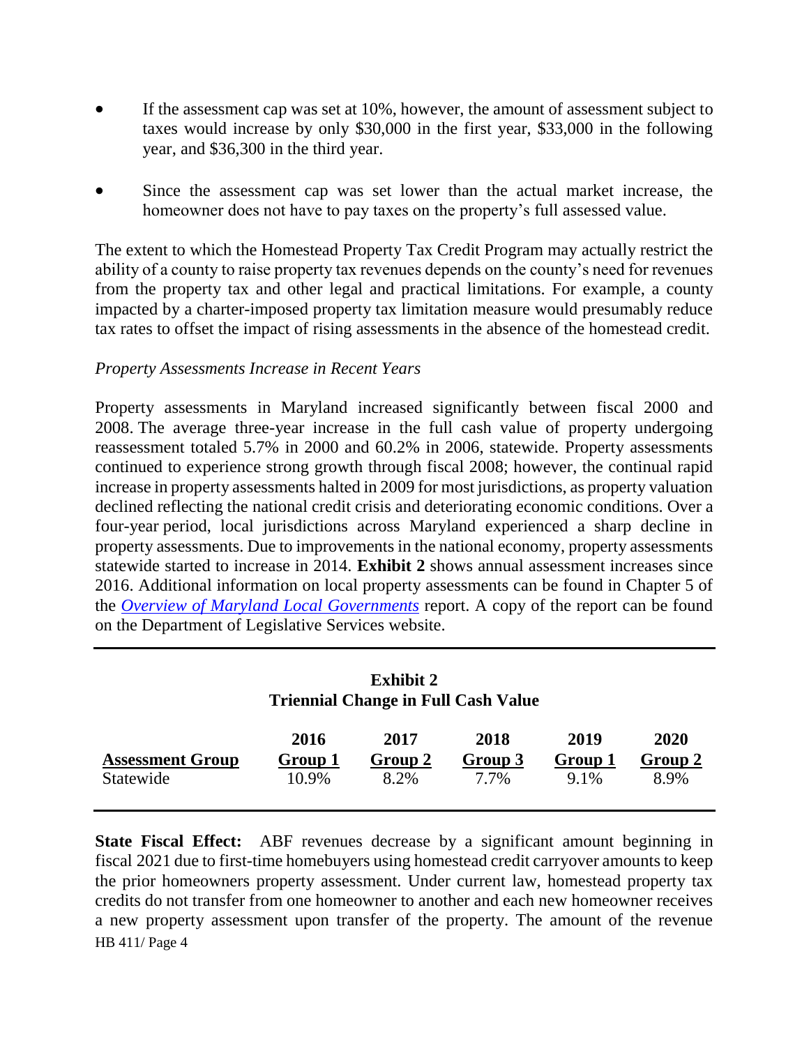- If the assessment cap was set at 10%, however, the amount of assessment subject to taxes would increase by only $30,000 in the first year, $33,000 in the following year, and $36,300 in the third year.
- Since the assessment cap was set lower than the actual market increase, the homeowner does not have to pay taxes on the property's full assessed value.

The extent to which the Homestead Property Tax Credit Program may actually restrict the ability of a county to raise property tax revenues depends on the county's need for revenues from the property tax and other legal and practical limitations. For example, a county impacted by a charter-imposed property tax limitation measure would presumably reduce tax rates to offset the impact of rising assessments in the absence of the homestead credit.

*Property Assessments Increase in Recent Years*

Property assessments in Maryland increased significantly between fiscal 2000 and 2008. The average three-year increase in the full cash value of property undergoing reassessment totaled 5.7% in 2000 and 60.2% in 2006, statewide. Property assessments continued to experience strong growth through fiscal 2008; however, the continual rapid increase in property assessments halted in 2009 for most jurisdictions, as property valuation declined reflecting the national credit crisis and deteriorating economic conditions. Over a four-year period, local jurisdictions across Maryland experienced a sharp decline in property assessments. Due to improvements in the national economy, property assessments statewide started to increase in 2014. **Exhibit 2** shows annual assessment increases since 2016. Additional information on local property assessments can be found in Chapter 5 of the *Overview of Maryland Local Governments* report. A copy of the report can be found on the Department of Legislative Services website.

**Exhibit 2**
**Triennial Change in Full Cash Value**

| Assessment Group | 2016 Group 1 | 2017 Group 2 | 2018 Group 3 | 2019 Group 1 | 2020 Group 2 |
|---|---|---|---|---|---|
| Statewide | 10.9% | 8.2% | 7.7% | 9.1% | 8.9% |

**State Fiscal Effect:** ABF revenues decrease by a significant amount beginning in fiscal 2021 due to first-time homebuyers using homestead credit carryover amounts to keep the prior homeowners property assessment. Under current law, homestead property tax credits do not transfer from one homeowner to another and each new homeowner receives a new property assessment upon transfer of the property. The amount of the revenue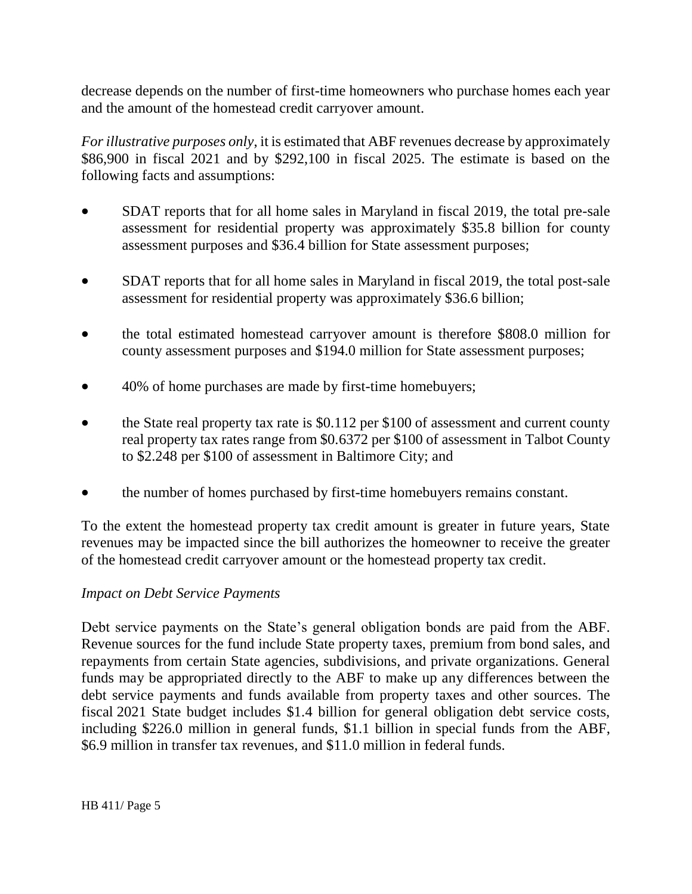decrease depends on the number of first-time homeowners who purchase homes each year and the amount of the homestead credit carryover amount.

*For illustrative purposes only*, it is estimated that ABF revenues decrease by approximately $86,900 in fiscal 2021 and by $292,100 in fiscal 2025. The estimate is based on the following facts and assumptions:

- SDAT reports that for all home sales in Maryland in fiscal 2019, the total pre-sale assessment for residential property was approximately $35.8 billion for county assessment purposes and $36.4 billion for State assessment purposes;
- SDAT reports that for all home sales in Maryland in fiscal 2019, the total post-sale assessment for residential property was approximately $36.6 billion;
- the total estimated homestead carryover amount is therefore $808.0 million for county assessment purposes and $194.0 million for State assessment purposes;
- 40% of home purchases are made by first-time homebuyers;
- the State real property tax rate is $0.112 per $100 of assessment and current county real property tax rates range from $0.6372 per $100 of assessment in Talbot County to $2.248 per $100 of assessment in Baltimore City; and
- the number of homes purchased by first-time homebuyers remains constant.

To the extent the homestead property tax credit amount is greater in future years, State revenues may be impacted since the bill authorizes the homeowner to receive the greater of the homestead credit carryover amount or the homestead property tax credit.

*Impact on Debt Service Payments*

Debt service payments on the State's general obligation bonds are paid from the ABF. Revenue sources for the fund include State property taxes, premium from bond sales, and repayments from certain State agencies, subdivisions, and private organizations. General funds may be appropriated directly to the ABF to make up any differences between the debt service payments and funds available from property taxes and other sources. The fiscal 2021 State budget includes $1.4 billion for general obligation debt service costs, including $226.0 million in general funds, $1.1 billion in special funds from the ABF, $6.9 million in transfer tax revenues, and $11.0 million in federal funds.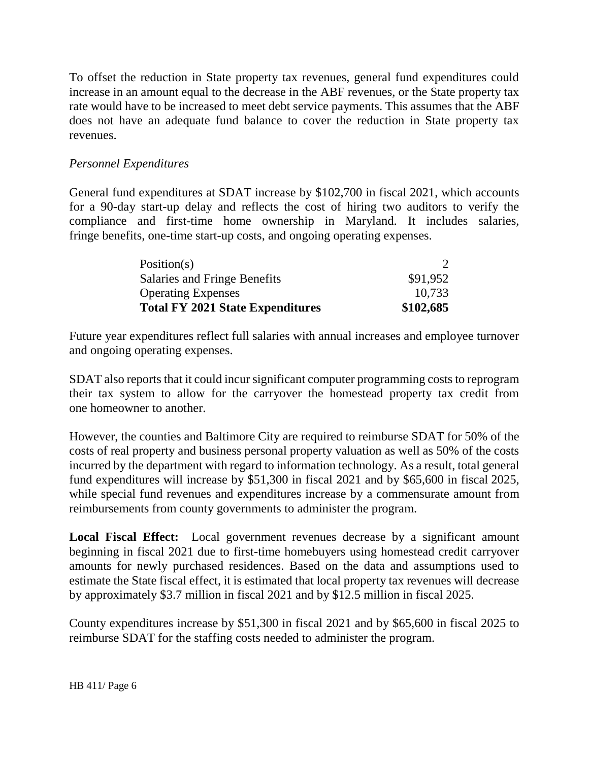To offset the reduction in State property tax revenues, general fund expenditures could increase in an amount equal to the decrease in the ABF revenues, or the State property tax rate would have to be increased to meet debt service payments. This assumes that the ABF does not have an adequate fund balance to cover the reduction in State property tax revenues.

*Personnel Expenditures*

General fund expenditures at SDAT increase by $102,700 in fiscal 2021, which accounts for a 90-day start-up delay and reflects the cost of hiring two auditors to verify the compliance and first-time home ownership in Maryland. It includes salaries, fringe benefits, one-time start-up costs, and ongoing operating expenses.

| | |
|---|---:|
| Position(s) | 2 |
| Salaries and Fringe Benefits | $91,952 |
| Operating Expenses | 10,733 |
| **Total FY 2021 State Expenditures** | **$102,685** |

Future year expenditures reflect full salaries with annual increases and employee turnover and ongoing operating expenses.

SDAT also reports that it could incur significant computer programming costs to reprogram their tax system to allow for the carryover the homestead property tax credit from one homeowner to another.

However, the counties and Baltimore City are required to reimburse SDAT for 50% of the costs of real property and business personal property valuation as well as 50% of the costs incurred by the department with regard to information technology. As a result, total general fund expenditures will increase by $51,300 in fiscal 2021 and by $65,600 in fiscal 2025, while special fund revenues and expenditures increase by a commensurate amount from reimbursements from county governments to administer the program.

**Local Fiscal Effect:** Local government revenues decrease by a significant amount beginning in fiscal 2021 due to first-time homebuyers using homestead credit carryover amounts for newly purchased residences. Based on the data and assumptions used to estimate the State fiscal effect, it is estimated that local property tax revenues will decrease by approximately $3.7 million in fiscal 2021 and by $12.5 million in fiscal 2025.

County expenditures increase by $51,300 in fiscal 2021 and by $65,600 in fiscal 2025 to reimburse SDAT for the staffing costs needed to administer the program.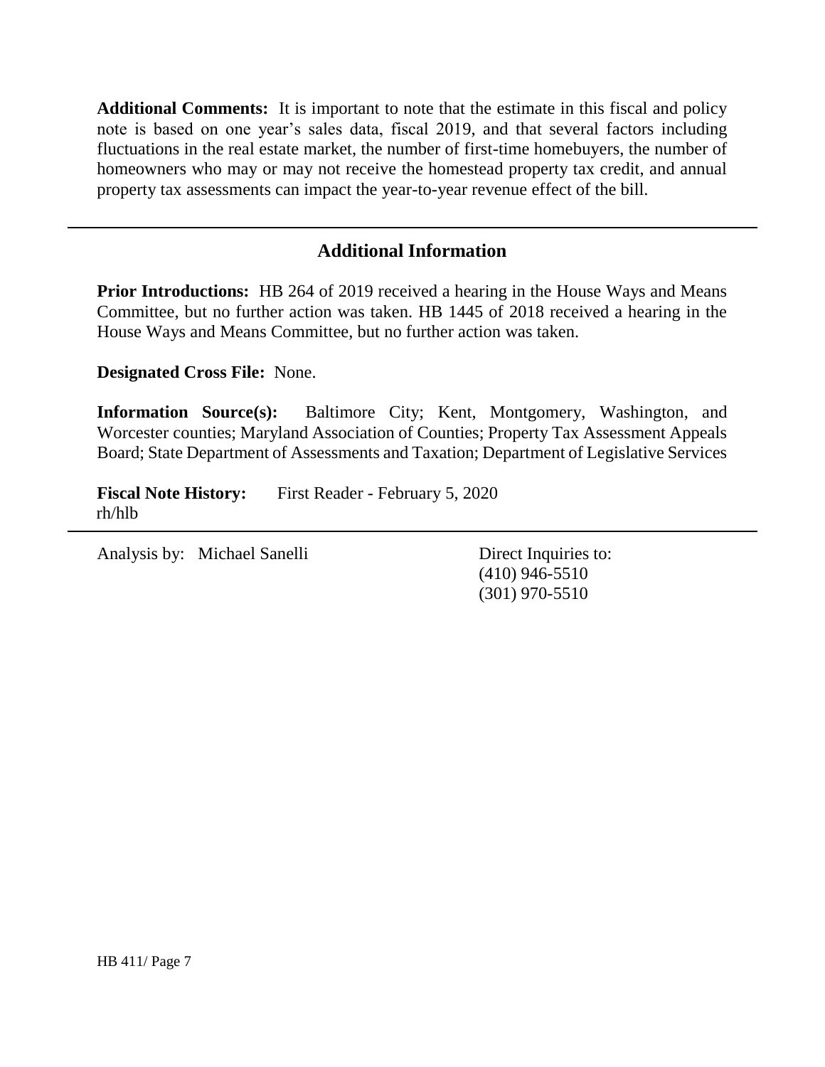**Additional Comments:** It is important to note that the estimate in this fiscal and policy note is based on one year's sales data, fiscal 2019, and that several factors including fluctuations in the real estate market, the number of first-time homebuyers, the number of homeowners who may or may not receive the homestead property tax credit, and annual property tax assessments can impact the year-to-year revenue effect of the bill.

## Additional Information

**Prior Introductions:** HB 264 of 2019 received a hearing in the House Ways and Means Committee, but no further action was taken. HB 1445 of 2018 received a hearing in the House Ways and Means Committee, but no further action was taken.

**Designated Cross File:** None.

**Information Source(s):** Baltimore City; Kent, Montgomery, Washington, and Worcester counties; Maryland Association of Counties; Property Tax Assessment Appeals Board; State Department of Assessments and Taxation; Department of Legislative Services

**Fiscal Note History:** First Reader - February 5, 2020
rh/hlb

Analysis by: Michael Sanelli

Direct Inquiries to:
(410) 946-5510
(301) 970-5510